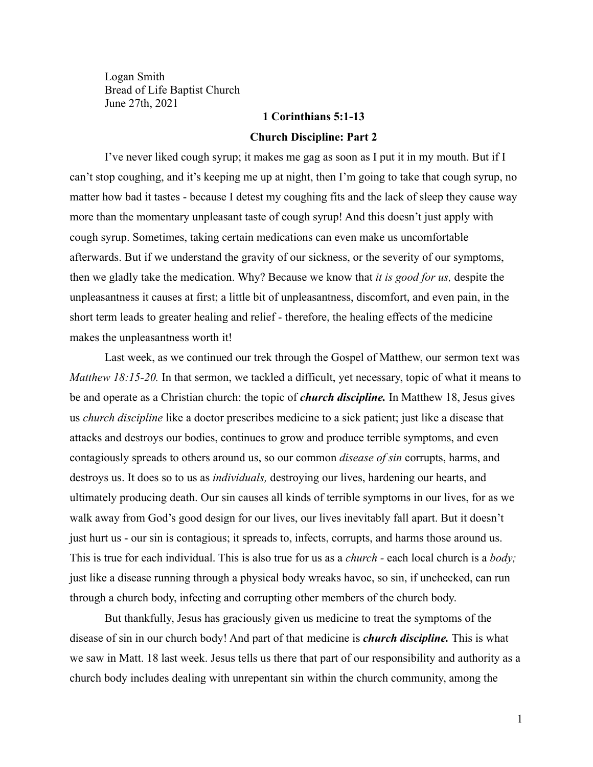Logan Smith
Bread of Life Baptist Church
June 27th, 2021

**1 Corinthians 5:1-13**

**Church Discipline: Part 2**

I've never liked cough syrup; it makes me gag as soon as I put it in my mouth. But if I can't stop coughing, and it's keeping me up at night, then I'm going to take that cough syrup, no matter how bad it tastes - because I detest my coughing fits and the lack of sleep they cause way more than the momentary unpleasant taste of cough syrup! And this doesn't just apply with cough syrup. Sometimes, taking certain medications can even make us uncomfortable afterwards. But if we understand the gravity of our sickness, or the severity of our symptoms, then we gladly take the medication. Why? Because we know that *it is good for us,* despite the unpleasantness it causes at first; a little bit of unpleasantness, discomfort, and even pain, in the short term leads to greater healing and relief - therefore, the healing effects of the medicine makes the unpleasantness worth it!

Last week, as we continued our trek through the Gospel of Matthew, our sermon text was *Matthew 18:15-20.* In that sermon, we tackled a difficult, yet necessary, topic of what it means to be and operate as a Christian church: the topic of ***church discipline.*** In Matthew 18, Jesus gives us *church discipline* like a doctor prescribes medicine to a sick patient; just like a disease that attacks and destroys our bodies, continues to grow and produce terrible symptoms, and even contagiously spreads to others around us, so our common *disease of sin* corrupts, harms, and destroys us. It does so to us as *individuals,* destroying our lives, hardening our hearts, and ultimately producing death. Our sin causes all kinds of terrible symptoms in our lives, for as we walk away from God's good design for our lives, our lives inevitably fall apart. But it doesn't just hurt us - our sin is contagious; it spreads to, infects, corrupts, and harms those around us. This is true for each individual. This is also true for us as a *church* - each local church is a *body;* just like a disease running through a physical body wreaks havoc, so sin, if unchecked, can run through a church body, infecting and corrupting other members of the church body.

But thankfully, Jesus has graciously given us medicine to treat the symptoms of the disease of sin in our church body! And part of that medicine is ***church discipline.*** This is what we saw in Matt. 18 last week. Jesus tells us there that part of our responsibility and authority as a church body includes dealing with unrepentant sin within the church community, among the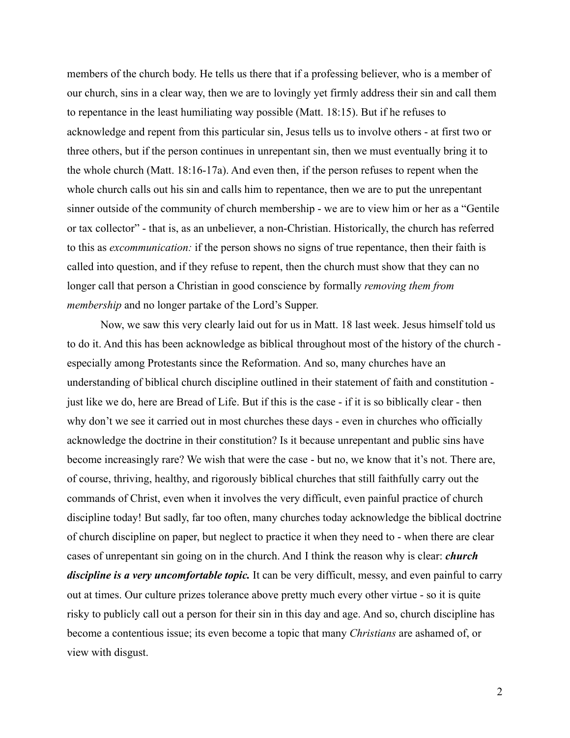members of the church body. He tells us there that if a professing believer, who is a member of our church, sins in a clear way, then we are to lovingly yet firmly address their sin and call them to repentance in the least humiliating way possible (Matt. 18:15). But if he refuses to acknowledge and repent from this particular sin, Jesus tells us to involve others - at first two or three others, but if the person continues in unrepentant sin, then we must eventually bring it to the whole church (Matt. 18:16-17a). And even then, if the person refuses to repent when the whole church calls out his sin and calls him to repentance, then we are to put the unrepentant sinner outside of the community of church membership - we are to view him or her as a "Gentile or tax collector" - that is, as an unbeliever, a non-Christian. Historically, the church has referred to this as *excommunication:* if the person shows no signs of true repentance, then their faith is called into question, and if they refuse to repent, then the church must show that they can no longer call that person a Christian in good conscience by formally *removing them from membership* and no longer partake of the Lord's Supper.

Now, we saw this very clearly laid out for us in Matt. 18 last week. Jesus himself told us to do it. And this has been acknowledge as biblical throughout most of the history of the church - especially among Protestants since the Reformation. And so, many churches have an understanding of biblical church discipline outlined in their statement of faith and constitution - just like we do, here are Bread of Life. But if this is the case - if it is so biblically clear - then why don't we see it carried out in most churches these days - even in churches who officially acknowledge the doctrine in their constitution? Is it because unrepentant and public sins have become increasingly rare? We wish that were the case - but no, we know that it's not. There are, of course, thriving, healthy, and rigorously biblical churches that still faithfully carry out the commands of Christ, even when it involves the very difficult, even painful practice of church discipline today! But sadly, far too often, many churches today acknowledge the biblical doctrine of church discipline on paper, but neglect to practice it when they need to - when there are clear cases of unrepentant sin going on in the church. And I think the reason why is clear: ***church discipline is a very uncomfortable topic.*** It can be very difficult, messy, and even painful to carry out at times. Our culture prizes tolerance above pretty much every other virtue - so it is quite risky to publicly call out a person for their sin in this day and age. And so, church discipline has become a contentious issue; its even become a topic that many *Christians* are ashamed of, or view with disgust.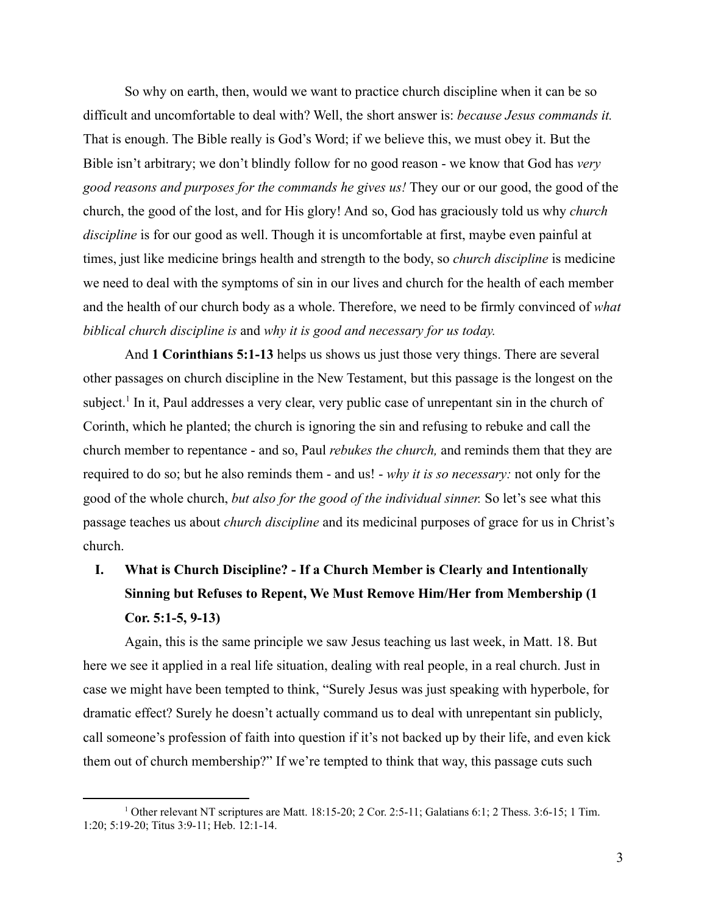So why on earth, then, would we want to practice church discipline when it can be so difficult and uncomfortable to deal with? Well, the short answer is: *because Jesus commands it.* That is enough. The Bible really is God's Word; if we believe this, we must obey it. But the Bible isn't arbitrary; we don't blindly follow for no good reason - we know that God has *very good reasons and purposes for the commands he gives us!* They our or our good, the good of the church, the good of the lost, and for His glory! And so, God has graciously told us why *church discipline* is for our good as well. Though it is uncomfortable at first, maybe even painful at times, just like medicine brings health and strength to the body, so *church discipline* is medicine we need to deal with the symptoms of sin in our lives and church for the health of each member and the health of our church body as a whole. Therefore, we need to be firmly convinced of *what biblical church discipline is* and *why it is good and necessary for us today.*

And **1 Corinthians 5:1-13** helps us shows us just those very things. There are several other passages on church discipline in the New Testament, but this passage is the longest on the subject.[1] In it, Paul addresses a very clear, very public case of unrepentant sin in the church of Corinth, which he planted; the church is ignoring the sin and refusing to rebuke and call the church member to repentance - and so, Paul *rebukes the church,* and reminds them that they are required to do so; but he also reminds them - and us! - *why it is so necessary:* not only for the good of the whole church, *but also for the good of the individual sinner.* So let's see what this passage teaches us about *church discipline* and its medicinal purposes of grace for us in Christ's church.

## I. What is Church Discipline? - If a Church Member is Clearly and Intentionally Sinning but Refuses to Repent, We Must Remove Him/Her from Membership (1 Cor. 5:1-5, 9-13)

Again, this is the same principle we saw Jesus teaching us last week, in Matt. 18. But here we see it applied in a real life situation, dealing with real people, in a real church. Just in case we might have been tempted to think, "Surely Jesus was just speaking with hyperbole, for dramatic effect? Surely he doesn't actually command us to deal with unrepentant sin publicly, call someone's profession of faith into question if it's not backed up by their life, and even kick them out of church membership?" If we're tempted to think that way, this passage cuts such

[1] Other relevant NT scriptures are Matt. 18:15-20; 2 Cor. 2:5-11; Galatians 6:1; 2 Thess. 3:6-15; 1 Tim. 1:20; 5:19-20; Titus 3:9-11; Heb. 12:1-14.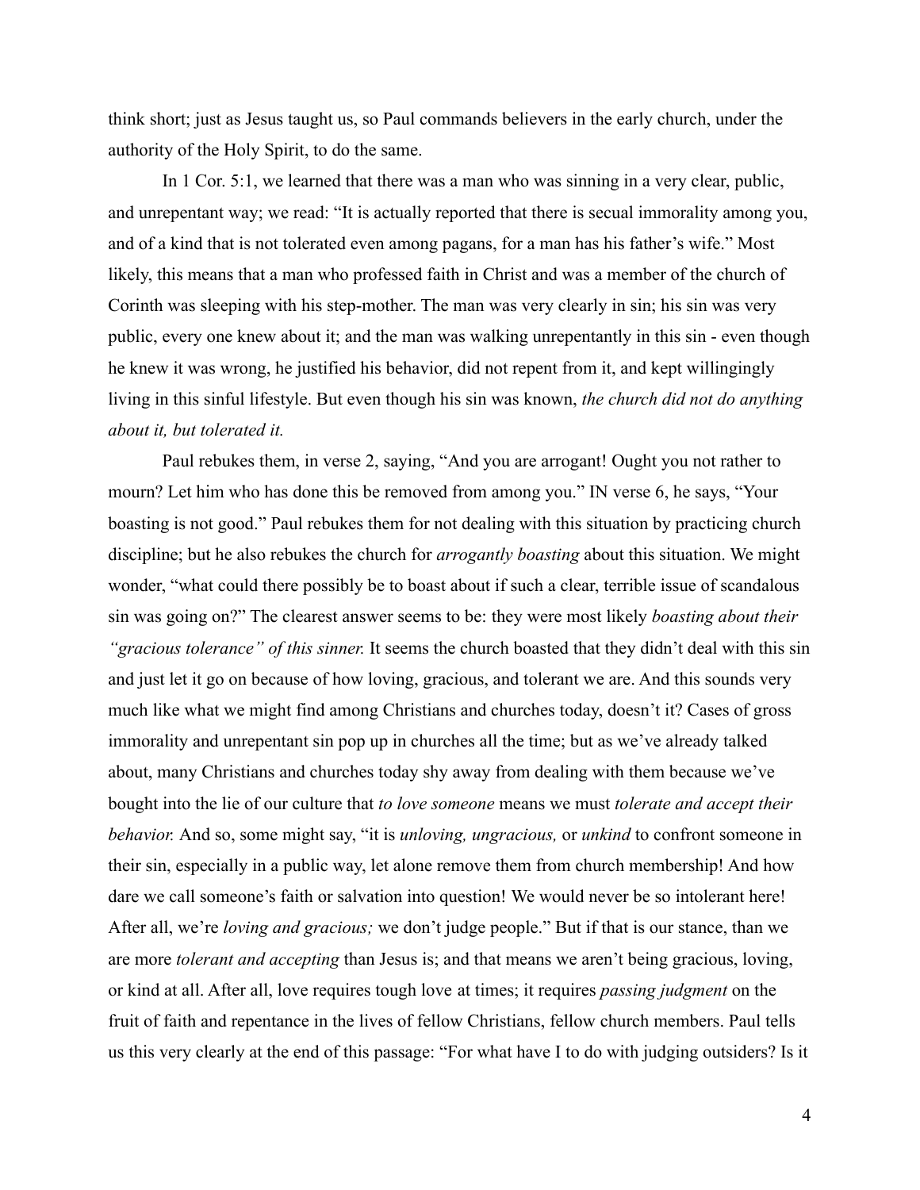think short; just as Jesus taught us, so Paul commands believers in the early church, under the authority of the Holy Spirit, to do the same.

In 1 Cor. 5:1, we learned that there was a man who was sinning in a very clear, public, and unrepentant way; we read: "It is actually reported that there is secual immorality among you, and of a kind that is not tolerated even among pagans, for a man has his father's wife." Most likely, this means that a man who professed faith in Christ and was a member of the church of Corinth was sleeping with his step-mother. The man was very clearly in sin; his sin was very public, every one knew about it; and the man was walking unrepentantly in this sin - even though he knew it was wrong, he justified his behavior, did not repent from it, and kept willingingly living in this sinful lifestyle. But even though his sin was known, *the church did not do anything about it, but tolerated it.*

Paul rebukes them, in verse 2, saying, "And you are arrogant! Ought you not rather to mourn? Let him who has done this be removed from among you." IN verse 6, he says, "Your boasting is not good." Paul rebukes them for not dealing with this situation by practicing church discipline; but he also rebukes the church for *arrogantly boasting* about this situation. We might wonder, "what could there possibly be to boast about if such a clear, terrible issue of scandalous sin was going on?" The clearest answer seems to be: they were most likely *boasting about their "gracious tolerance" of this sinner.* It seems the church boasted that they didn't deal with this sin and just let it go on because of how loving, gracious, and tolerant we are. And this sounds very much like what we might find among Christians and churches today, doesn't it? Cases of gross immorality and unrepentant sin pop up in churches all the time; but as we've already talked about, many Christians and churches today shy away from dealing with them because we've bought into the lie of our culture that *to love someone* means we must *tolerate and accept their behavior.* And so, some might say, "it is *unloving, ungracious,* or *unkind* to confront someone in their sin, especially in a public way, let alone remove them from church membership! And how dare we call someone's faith or salvation into question! We would never be so intolerant here! After all, we're *loving and gracious;* we don't judge people." But if that is our stance, than we are more *tolerant and accepting* than Jesus is; and that means we aren't being gracious, loving, or kind at all. After all, love requires tough love at times; it requires *passing judgment* on the fruit of faith and repentance in the lives of fellow Christians, fellow church members. Paul tells us this very clearly at the end of this passage: "For what have I to do with judging outsiders? Is it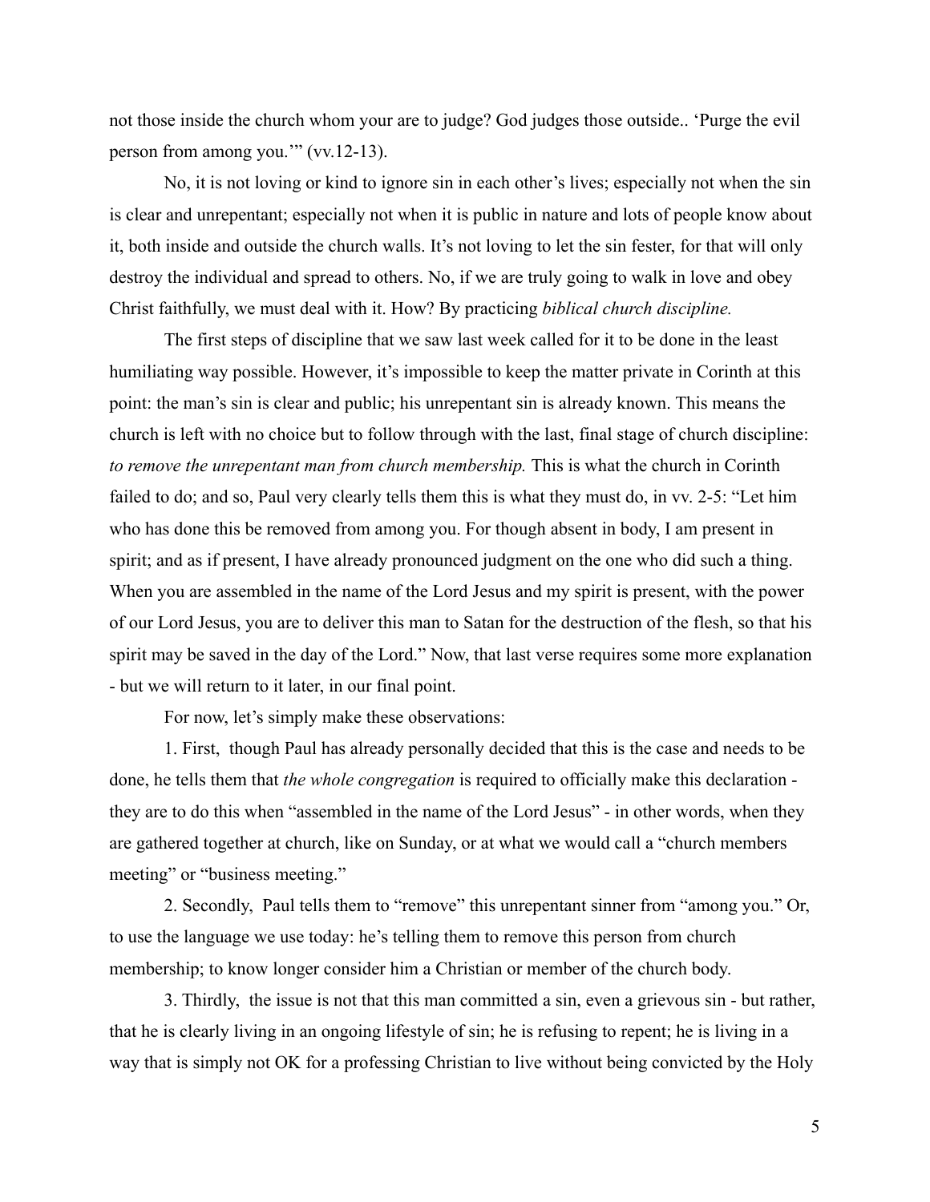not those inside the church whom your are to judge? God judges those outside.. 'Purge the evil person from among you.'" (vv.12-13).

No, it is not loving or kind to ignore sin in each other's lives; especially not when the sin is clear and unrepentant; especially not when it is public in nature and lots of people know about it, both inside and outside the church walls. It's not loving to let the sin fester, for that will only destroy the individual and spread to others. No, if we are truly going to walk in love and obey Christ faithfully, we must deal with it. How? By practicing *biblical church discipline.*

The first steps of discipline that we saw last week called for it to be done in the least humiliating way possible. However, it's impossible to keep the matter private in Corinth at this point: the man's sin is clear and public; his unrepentant sin is already known. This means the church is left with no choice but to follow through with the last, final stage of church discipline: *to remove the unrepentant man from church membership.* This is what the church in Corinth failed to do; and so, Paul very clearly tells them this is what they must do, in vv. 2-5: "Let him who has done this be removed from among you. For though absent in body, I am present in spirit; and as if present, I have already pronounced judgment on the one who did such a thing. When you are assembled in the name of the Lord Jesus and my spirit is present, with the power of our Lord Jesus, you are to deliver this man to Satan for the destruction of the flesh, so that his spirit may be saved in the day of the Lord." Now, that last verse requires some more explanation - but we will return to it later, in our final point.

For now, let's simply make these observations:

1. First, though Paul has already personally decided that this is the case and needs to be done, he tells them that *the whole congregation* is required to officially make this declaration - they are to do this when "assembled in the name of the Lord Jesus" - in other words, when they are gathered together at church, like on Sunday, or at what we would call a "church members meeting" or "business meeting."

2. Secondly, Paul tells them to "remove" this unrepentant sinner from "among you." Or, to use the language we use today: he's telling them to remove this person from church membership; to know longer consider him a Christian or member of the church body.

3. Thirdly, the issue is not that this man committed a sin, even a grievous sin - but rather, that he is clearly living in an ongoing lifestyle of sin; he is refusing to repent; he is living in a way that is simply not OK for a professing Christian to live without being convicted by the Holy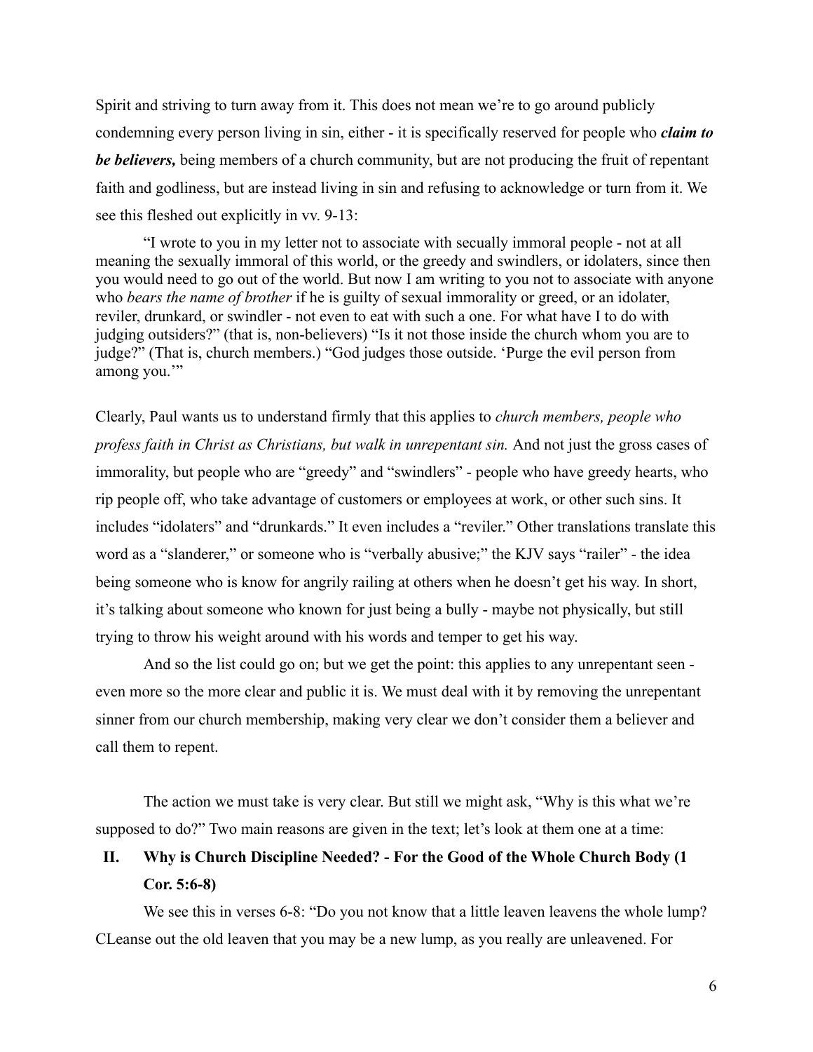Spirit and striving to turn away from it. This does not mean we're to go around publicly condemning every person living in sin, either - it is specifically reserved for people who ***claim to be believers,*** being members of a church community, but are not producing the fruit of repentant faith and godliness, but are instead living in sin and refusing to acknowledge or turn from it. We see this fleshed out explicitly in vv. 9-13:

> "I wrote to you in my letter not to associate with secually immoral people - not at all meaning the sexually immoral of this world, or the greedy and swindlers, or idolaters, since then you would need to go out of the world. But now I am writing to you not to associate with anyone who *bears the name of brother* if he is guilty of sexual immorality or greed, or an idolater, reviler, drunkard, or swindler - not even to eat with such a one. For what have I to do with judging outsiders?" (that is, non-believers) "Is it not those inside the church whom you are to judge?" (That is, church members.) "God judges those outside. 'Purge the evil person from among you.'"

Clearly, Paul wants us to understand firmly that this applies to *church members, people who profess faith in Christ as Christians, but walk in unrepentant sin.* And not just the gross cases of immorality, but people who are "greedy" and "swindlers" - people who have greedy hearts, who rip people off, who take advantage of customers or employees at work, or other such sins. It includes "idolaters" and "drunkards." It even includes a "reviler." Other translations translate this word as a "slanderer," or someone who is "verbally abusive;" the KJV says "railer" - the idea being someone who is know for angrily railing at others when he doesn't get his way. In short, it's talking about someone who known for just being a bully - maybe not physically, but still trying to throw his weight around with his words and temper to get his way.

And so the list could go on; but we get the point: this applies to any unrepentant seen - even more so the more clear and public it is. We must deal with it by removing the unrepentant sinner from our church membership, making very clear we don't consider them a believer and call them to repent.

The action we must take is very clear. But still we might ask, "Why is this what we're supposed to do?" Two main reasons are given in the text; let's look at them one at a time:

## II. Why is Church Discipline Needed? - For the Good of the Whole Church Body (1 Cor. 5:6-8)

We see this in verses 6-8: "Do you not know that a little leaven leavens the whole lump? CLeanse out the old leaven that you may be a new lump, as you really are unleavened. For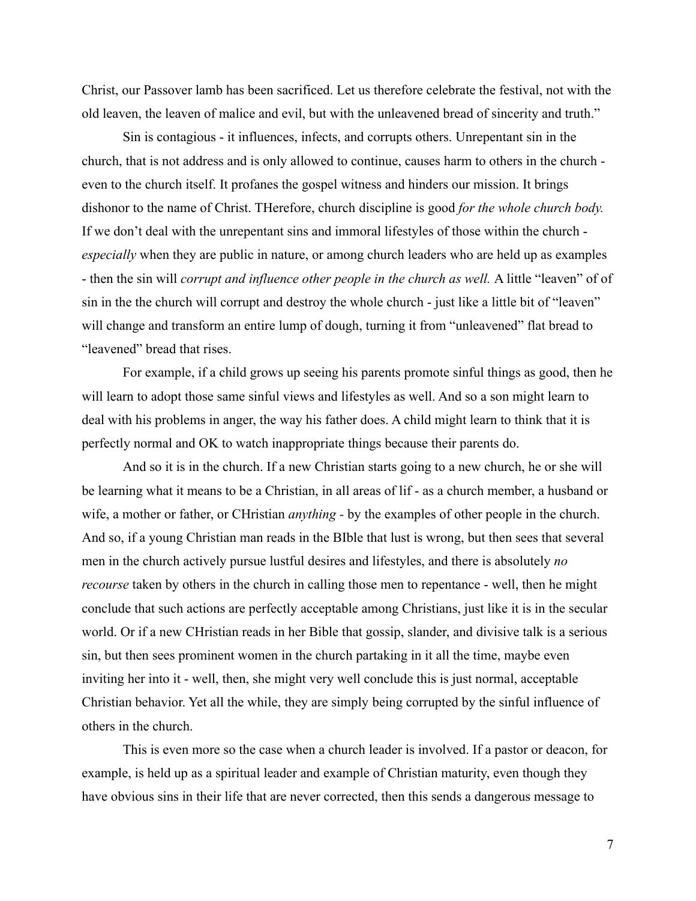Christ, our Passover lamb has been sacrificed. Let us therefore celebrate the festival, not with the old leaven, the leaven of malice and evil, but with the unleavened bread of sincerity and truth."

Sin is contagious - it influences, infects, and corrupts others. Unrepentant sin in the church, that is not address and is only allowed to continue, causes harm to others in the church - even to the church itself. It profanes the gospel witness and hinders our mission. It brings dishonor to the name of Christ. THerefore, church discipline is good *for the whole church body.* If we don't deal with the unrepentant sins and immoral lifestyles of those within the church - *especially* when they are public in nature, or among church leaders who are held up as examples - then the sin will *corrupt and influence other people in the church as well.* A little "leaven" of of sin in the the church will corrupt and destroy the whole church - just like a little bit of "leaven" will change and transform an entire lump of dough, turning it from "unleavened" flat bread to "leavened" bread that rises.

For example, if a child grows up seeing his parents promote sinful things as good, then he will learn to adopt those same sinful views and lifestyles as well. And so a son might learn to deal with his problems in anger, the way his father does. A child might learn to think that it is perfectly normal and OK to watch inappropriate things because their parents do.

And so it is in the church. If a new Christian starts going to a new church, he or she will be learning what it means to be a Christian, in all areas of lif - as a church member, a husband or wife, a mother or father, or CHristian *anything* - by the examples of other people in the church. And so, if a young Christian man reads in the BIble that lust is wrong, but then sees that several men in the church actively pursue lustful desires and lifestyles, and there is absolutely *no recourse* taken by others in the church in calling those men to repentance - well, then he might conclude that such actions are perfectly acceptable among Christians, just like it is in the secular world. Or if a new CHristian reads in her Bible that gossip, slander, and divisive talk is a serious sin, but then sees prominent women in the church partaking in it all the time, maybe even inviting her into it - well, then, she might very well conclude this is just normal, acceptable Christian behavior. Yet all the while, they are simply being corrupted by the sinful influence of others in the church.

This is even more so the case when a church leader is involved. If a pastor or deacon, for example, is held up as a spiritual leader and example of Christian maturity, even though they have obvious sins in their life that are never corrected, then this sends a dangerous message to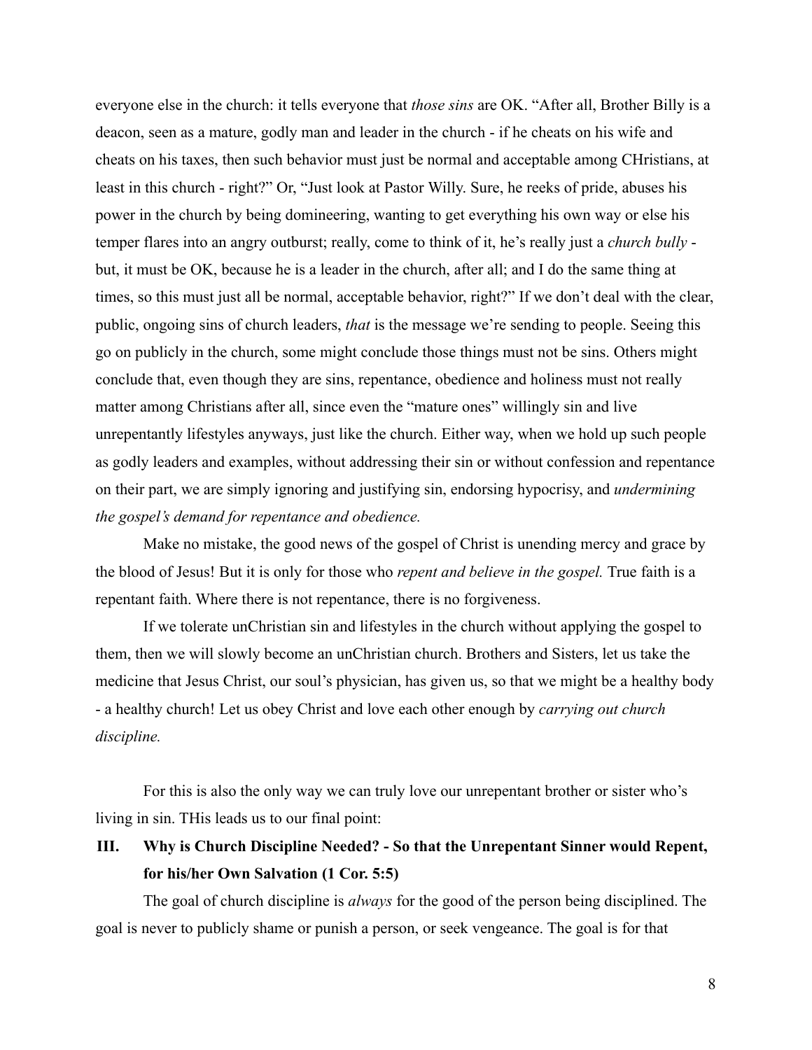everyone else in the church: it tells everyone that *those sins* are OK. "After all, Brother Billy is a deacon, seen as a mature, godly man and leader in the church - if he cheats on his wife and cheats on his taxes, then such behavior must just be normal and acceptable among CHristians, at least in this church - right?" Or, "Just look at Pastor Willy. Sure, he reeks of pride, abuses his power in the church by being domineering, wanting to get everything his own way or else his temper flares into an angry outburst; really, come to think of it, he's really just a *church bully* - but, it must be OK, because he is a leader in the church, after all; and I do the same thing at times, so this must just all be normal, acceptable behavior, right?" If we don't deal with the clear, public, ongoing sins of church leaders, *that* is the message we're sending to people. Seeing this go on publicly in the church, some might conclude those things must not be sins. Others might conclude that, even though they are sins, repentance, obedience and holiness must not really matter among Christians after all, since even the "mature ones" willingly sin and live unrepentantly lifestyles anyways, just like the church. Either way, when we hold up such people as godly leaders and examples, without addressing their sin or without confession and repentance on their part, we are simply ignoring and justifying sin, endorsing hypocrisy, and *undermining the gospel's demand for repentance and obedience.*

Make no mistake, the good news of the gospel of Christ is unending mercy and grace by the blood of Jesus! But it is only for those who *repent and believe in the gospel.* True faith is a repentant faith. Where there is not repentance, there is no forgiveness.

If we tolerate unChristian sin and lifestyles in the church without applying the gospel to them, then we will slowly become an unChristian church. Brothers and Sisters, let us take the medicine that Jesus Christ, our soul's physician, has given us, so that we might be a healthy body - a healthy church! Let us obey Christ and love each other enough by *carrying out church discipline.*

For this is also the only way we can truly love our unrepentant brother or sister who's living in sin. THis leads us to our final point:

### III. Why is Church Discipline Needed? - So that the Unrepentant Sinner would Repent, for his/her Own Salvation (1 Cor. 5:5)

The goal of church discipline is *always* for the good of the person being disciplined. The goal is never to publicly shame or punish a person, or seek vengeance. The goal is for that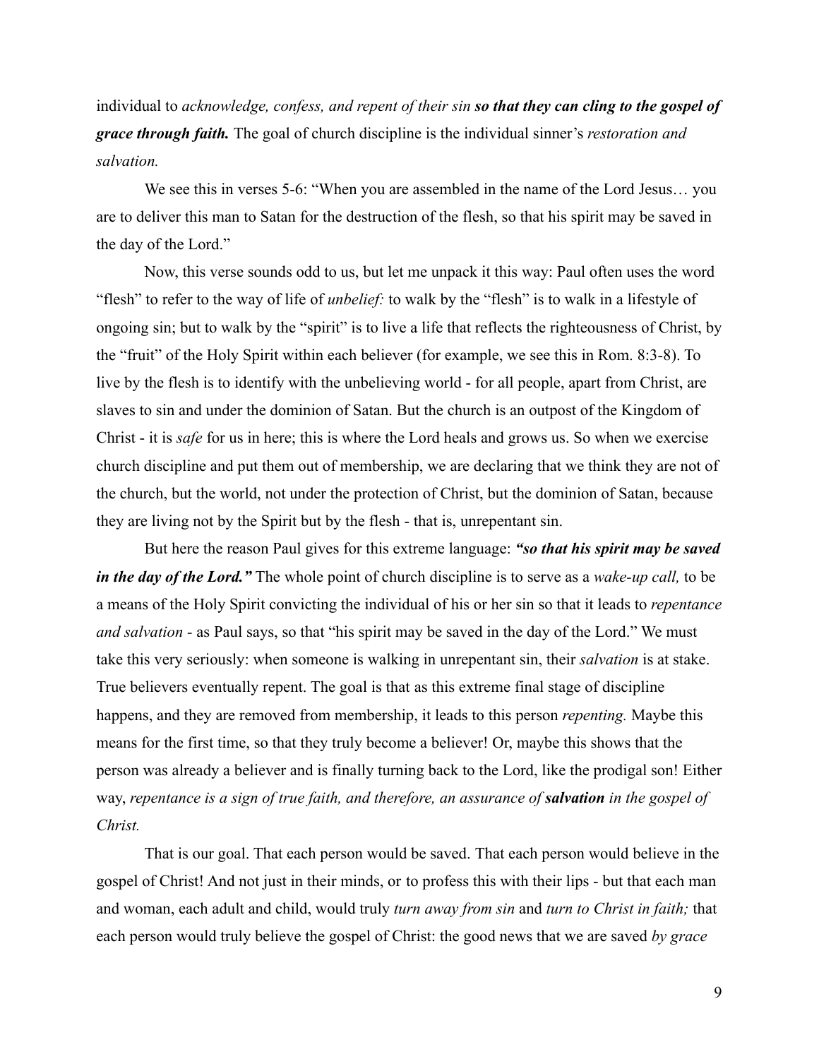individual to *acknowledge, confess, and repent of their sin* ***so that they can cling to the gospel of grace through faith.*** The goal of church discipline is the individual sinner's *restoration and salvation.*

We see this in verses 5-6: "When you are assembled in the name of the Lord Jesus… you are to deliver this man to Satan for the destruction of the flesh, so that his spirit may be saved in the day of the Lord."

Now, this verse sounds odd to us, but let me unpack it this way: Paul often uses the word "flesh" to refer to the way of life of *unbelief:* to walk by the "flesh" is to walk in a lifestyle of ongoing sin; but to walk by the "spirit" is to live a life that reflects the righteousness of Christ, by the "fruit" of the Holy Spirit within each believer (for example, we see this in Rom. 8:3-8). To live by the flesh is to identify with the unbelieving world - for all people, apart from Christ, are slaves to sin and under the dominion of Satan. But the church is an outpost of the Kingdom of Christ - it is *safe* for us in here; this is where the Lord heals and grows us. So when we exercise church discipline and put them out of membership, we are declaring that we think they are not of the church, but the world, not under the protection of Christ, but the dominion of Satan, because they are living not by the Spirit but by the flesh - that is, unrepentant sin.

But here the reason Paul gives for this extreme language: ***"so that his spirit may be saved in the day of the Lord."*** The whole point of church discipline is to serve as a *wake-up call,* to be a means of the Holy Spirit convicting the individual of his or her sin so that it leads to *repentance and salvation -* as Paul says, so that "his spirit may be saved in the day of the Lord." We must take this very seriously: when someone is walking in unrepentant sin, their *salvation* is at stake. True believers eventually repent. The goal is that as this extreme final stage of discipline happens, and they are removed from membership, it leads to this person *repenting.* Maybe this means for the first time, so that they truly become a believer! Or, maybe this shows that the person was already a believer and is finally turning back to the Lord, like the prodigal son! Either way, *repentance is a sign of true faith, and therefore, an assurance of* ***salvation*** *in the gospel of Christ.*

That is our goal. That each person would be saved. That each person would believe in the gospel of Christ! And not just in their minds, or to profess this with their lips - but that each man and woman, each adult and child, would truly *turn away from sin* and *turn to Christ in faith;* that each person would truly believe the gospel of Christ: the good news that we are saved *by grace*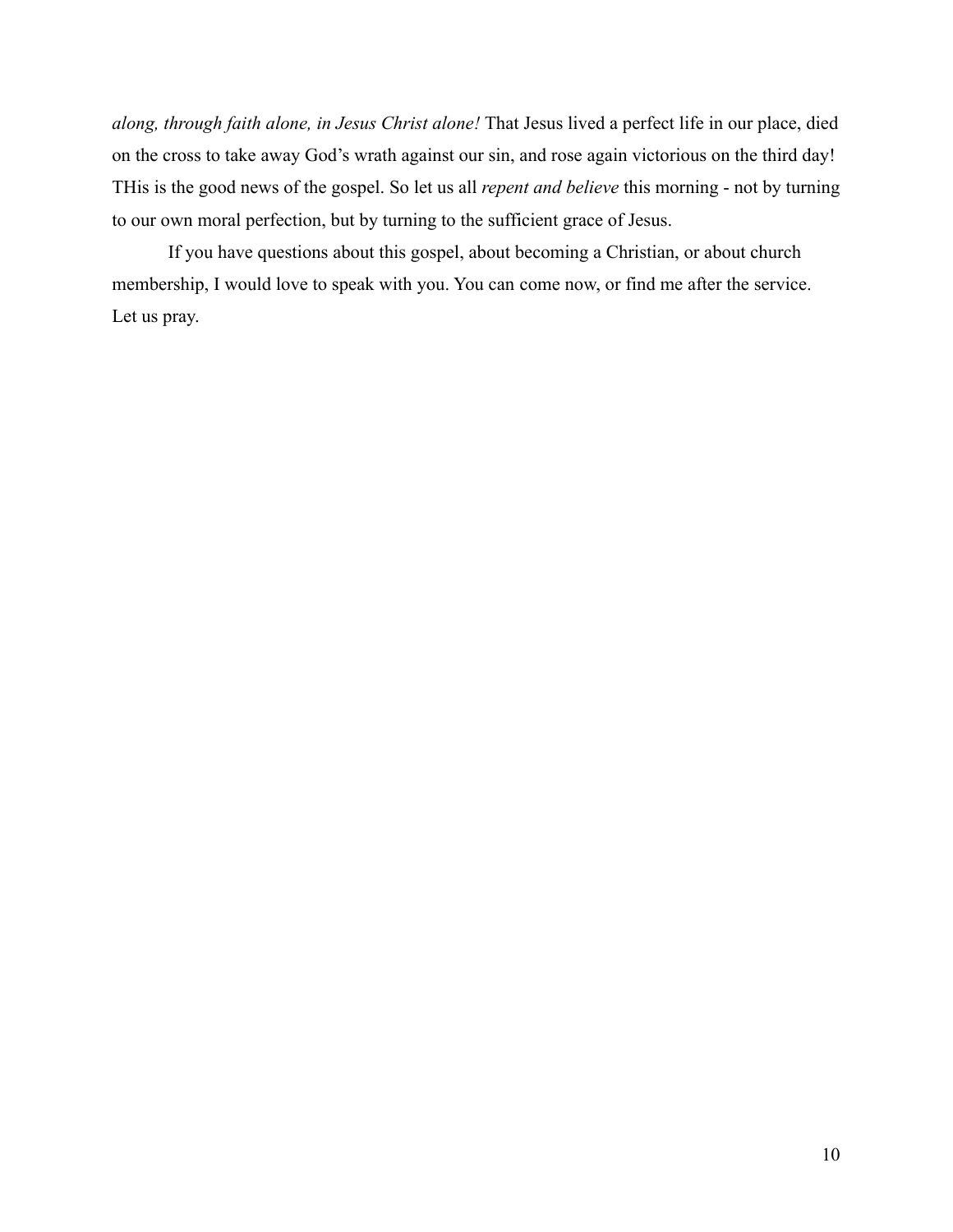*along, through faith alone, in Jesus Christ alone!* That Jesus lived a perfect life in our place, died on the cross to take away God's wrath against our sin, and rose again victorious on the third day! THis is the good news of the gospel. So let us all *repent and believe* this morning - not by turning to our own moral perfection, but by turning to the sufficient grace of Jesus.

If you have questions about this gospel, about becoming a Christian, or about church membership, I would love to speak with you. You can come now, or find me after the service. Let us pray.